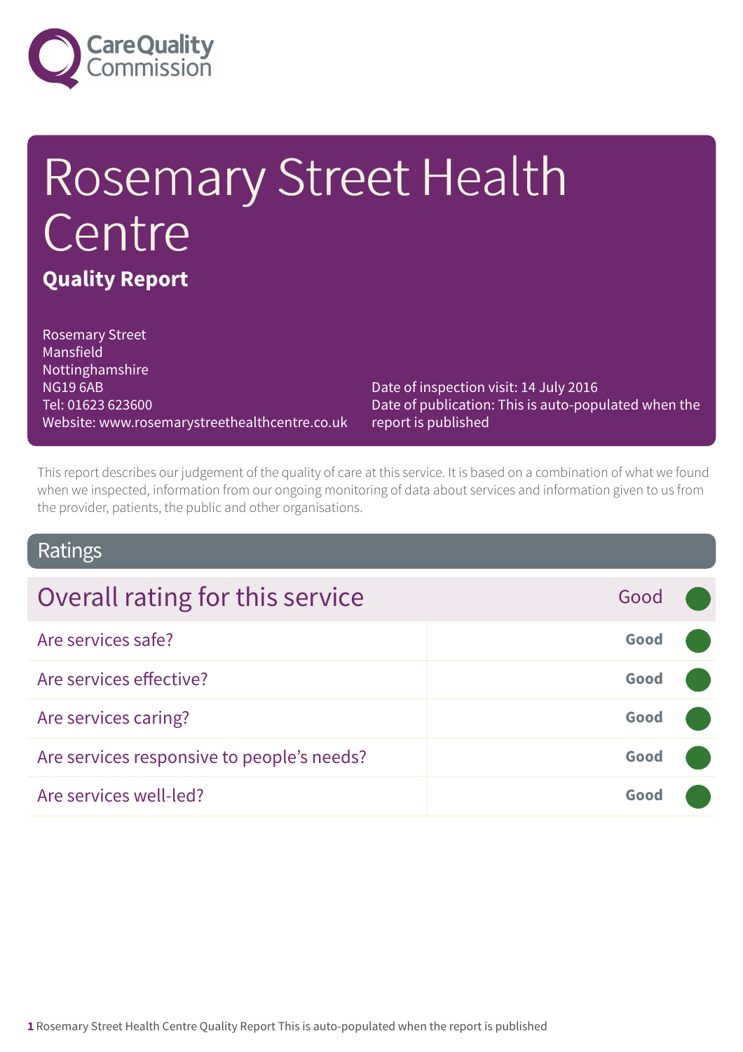# Rosemary Street Health Centre

**Quality Report**

Rosemary Street
Mansfield
Nottinghamshire
NG19 6AB
Tel: 01623 623600
Website: www.rosemarystreethealthcentre.co.uk

Date of inspection visit: 14 July 2016
Date of publication: This is auto-populated when the report is published

This report describes our judgement of the quality of care at this service. It is based on a combination of what we found when we inspected, information from our ongoing monitoring of data about services and information given to us from the provider, patients, the public and other organisations.

## Ratings

| Overall rating for this service | Good |
|---|---|
| Are services safe? | **Good** |
| Are services effective? | **Good** |
| Are services caring? | **Good** |
| Are services responsive to people's needs? | **Good** |
| Are services well-led? | **Good** |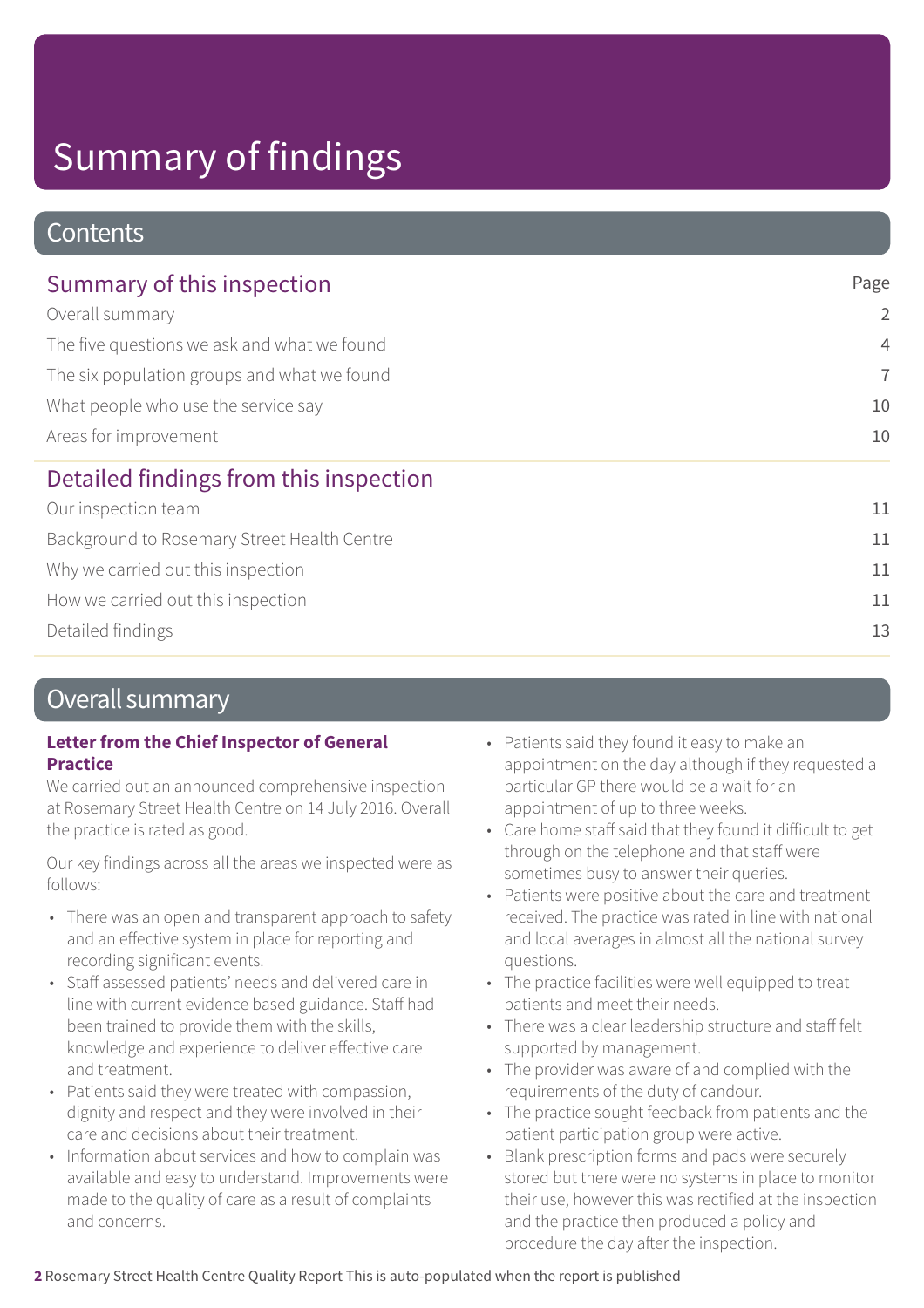# Summary of findings

## Contents

| Summary of this inspection | Page |
| --- | --- |
| Overall summary | 2 |
| The five questions we ask and what we found | 4 |
| The six population groups and what we found | 7 |
| What people who use the service say | 10 |
| Areas for improvement | 10 |

| Detailed findings from this inspection | |
| --- | --- |
| Our inspection team | 11 |
| Background to Rosemary Street Health Centre | 11 |
| Why we carried out this inspection | 11 |
| How we carried out this inspection | 11 |
| Detailed findings | 13 |

## Overall summary

**Letter from the Chief Inspector of General Practice**

We carried out an announced comprehensive inspection at Rosemary Street Health Centre on 14 July 2016. Overall the practice is rated as good.

Our key findings across all the areas we inspected were as follows:

- There was an open and transparent approach to safety and an effective system in place for reporting and recording significant events.
- Staff assessed patients' needs and delivered care in line with current evidence based guidance. Staff had been trained to provide them with the skills, knowledge and experience to deliver effective care and treatment.
- Patients said they were treated with compassion, dignity and respect and they were involved in their care and decisions about their treatment.
- Information about services and how to complain was available and easy to understand. Improvements were made to the quality of care as a result of complaints and concerns.
- Patients said they found it easy to make an appointment on the day although if they requested a particular GP there would be a wait for an appointment of up to three weeks.
- Care home staff said that they found it difficult to get through on the telephone and that staff were sometimes busy to answer their queries.
- Patients were positive about the care and treatment received. The practice was rated in line with national and local averages in almost all the national survey questions.
- The practice facilities were well equipped to treat patients and meet their needs.
- There was a clear leadership structure and staff felt supported by management.
- The provider was aware of and complied with the requirements of the duty of candour.
- The practice sought feedback from patients and the patient participation group were active.
- Blank prescription forms and pads were securely stored but there were no systems in place to monitor their use, however this was rectified at the inspection and the practice then produced a policy and procedure the day after the inspection.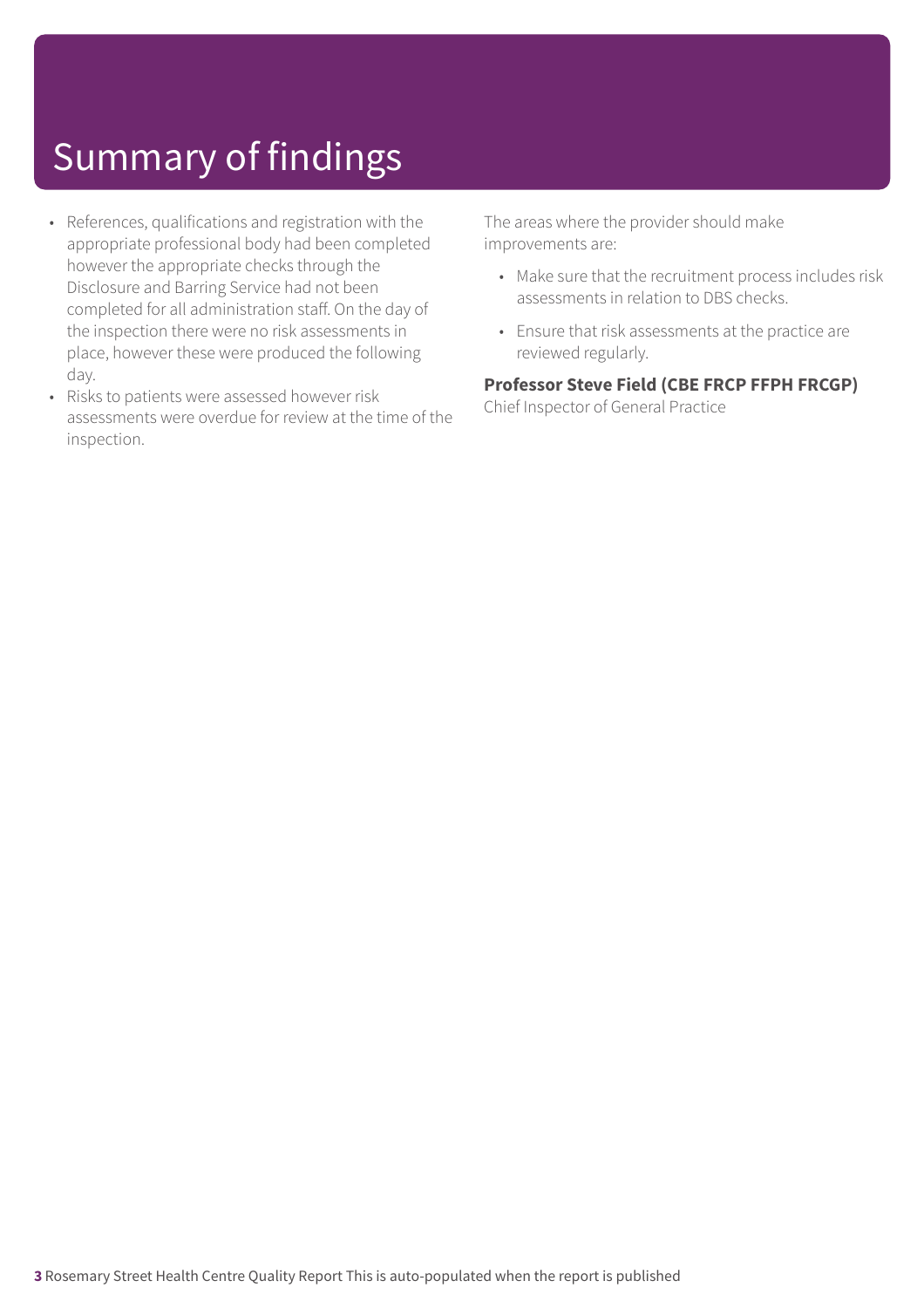# Summary of findings

- References, qualifications and registration with the appropriate professional body had been completed however the appropriate checks through the Disclosure and Barring Service had not been completed for all administration staff. On the day of the inspection there were no risk assessments in place, however these were produced the following day.
- Risks to patients were assessed however risk assessments were overdue for review at the time of the inspection.

The areas where the provider should make improvements are:

- Make sure that the recruitment process includes risk assessments in relation to DBS checks.
- Ensure that risk assessments at the practice are reviewed regularly.

**Professor Steve Field (CBE FRCP FFPH FRCGP)**
Chief Inspector of General Practice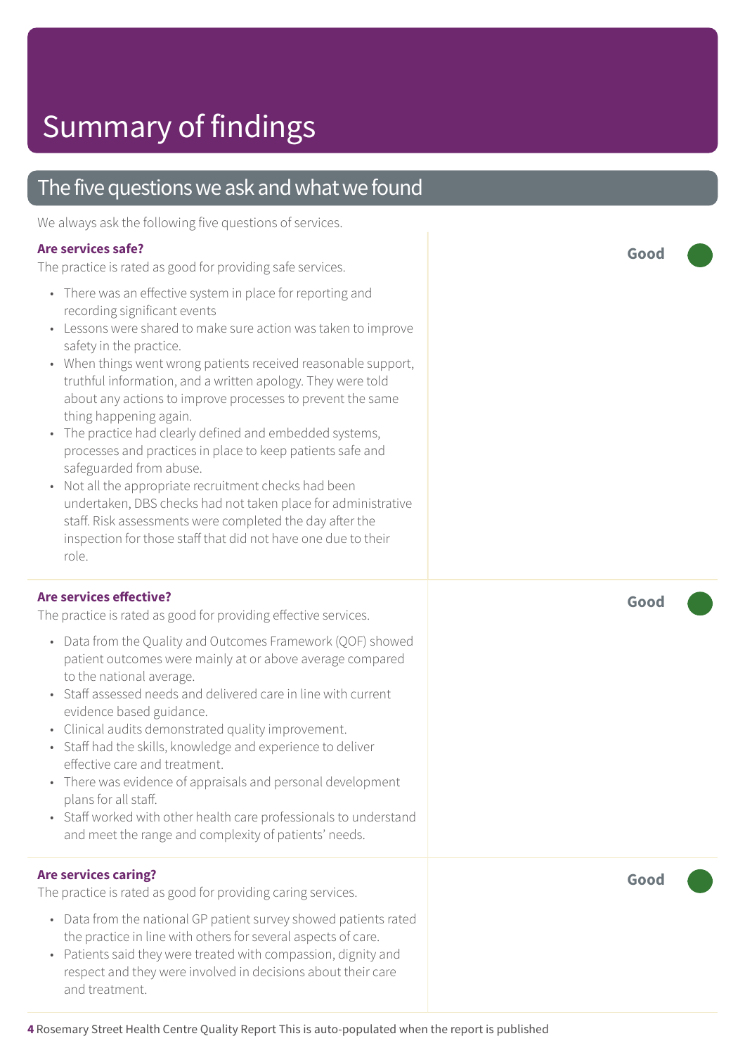# Summary of findings

## The five questions we ask and what we found

We always ask the following five questions of services.

### Are services safe?

**Good**

The practice is rated as good for providing safe services.

- There was an effective system in place for reporting and recording significant events
- Lessons were shared to make sure action was taken to improve safety in the practice.
- When things went wrong patients received reasonable support, truthful information, and a written apology. They were told about any actions to improve processes to prevent the same thing happening again.
- The practice had clearly defined and embedded systems, processes and practices in place to keep patients safe and safeguarded from abuse.
- Not all the appropriate recruitment checks had been undertaken, DBS checks had not taken place for administrative staff. Risk assessments were completed the day after the inspection for those staff that did not have one due to their role.

### Are services effective?

**Good**

The practice is rated as good for providing effective services.

- Data from the Quality and Outcomes Framework (QOF) showed patient outcomes were mainly at or above average compared to the national average.
- Staff assessed needs and delivered care in line with current evidence based guidance.
- Clinical audits demonstrated quality improvement.
- Staff had the skills, knowledge and experience to deliver effective care and treatment.
- There was evidence of appraisals and personal development plans for all staff.
- Staff worked with other health care professionals to understand and meet the range and complexity of patients' needs.

### Are services caring?

**Good**

The practice is rated as good for providing caring services.

- Data from the national GP patient survey showed patients rated the practice in line with others for several aspects of care.
- Patients said they were treated with compassion, dignity and respect and they were involved in decisions about their care and treatment.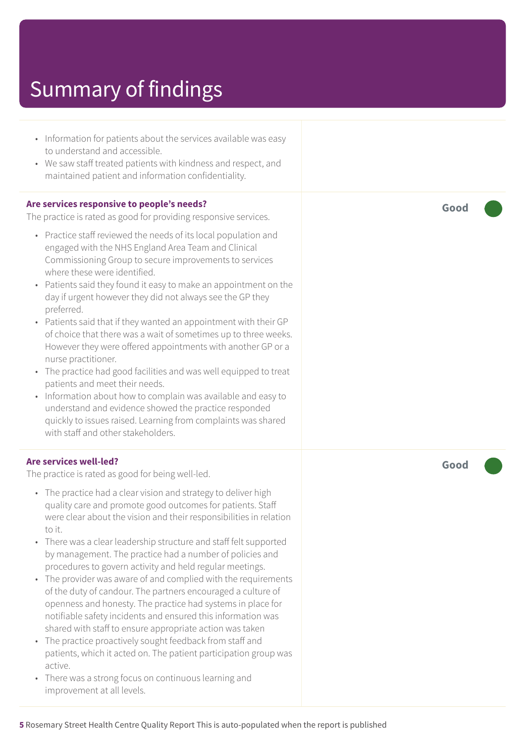# Summary of findings

- Information for patients about the services available was easy to understand and accessible.
- We saw staff treated patients with kindness and respect, and maintained patient and information confidentiality.

**Are services responsive to people's needs?**

The practice is rated as good for providing responsive services.

**Good**

- Practice staff reviewed the needs of its local population and engaged with the NHS England Area Team and Clinical Commissioning Group to secure improvements to services where these were identified.
- Patients said they found it easy to make an appointment on the day if urgent however they did not always see the GP they preferred.
- Patients said that if they wanted an appointment with their GP of choice that there was a wait of sometimes up to three weeks. However they were offered appointments with another GP or a nurse practitioner.
- The practice had good facilities and was well equipped to treat patients and meet their needs.
- Information about how to complain was available and easy to understand and evidence showed the practice responded quickly to issues raised. Learning from complaints was shared with staff and other stakeholders.

**Are services well-led?**

The practice is rated as good for being well-led.

**Good**

- The practice had a clear vision and strategy to deliver high quality care and promote good outcomes for patients. Staff were clear about the vision and their responsibilities in relation to it.
- There was a clear leadership structure and staff felt supported by management. The practice had a number of policies and procedures to govern activity and held regular meetings.
- The provider was aware of and complied with the requirements of the duty of candour. The partners encouraged a culture of openness and honesty. The practice had systems in place for notifiable safety incidents and ensured this information was shared with staff to ensure appropriate action was taken
- The practice proactively sought feedback from staff and patients, which it acted on. The patient participation group was active.
- There was a strong focus on continuous learning and improvement at all levels.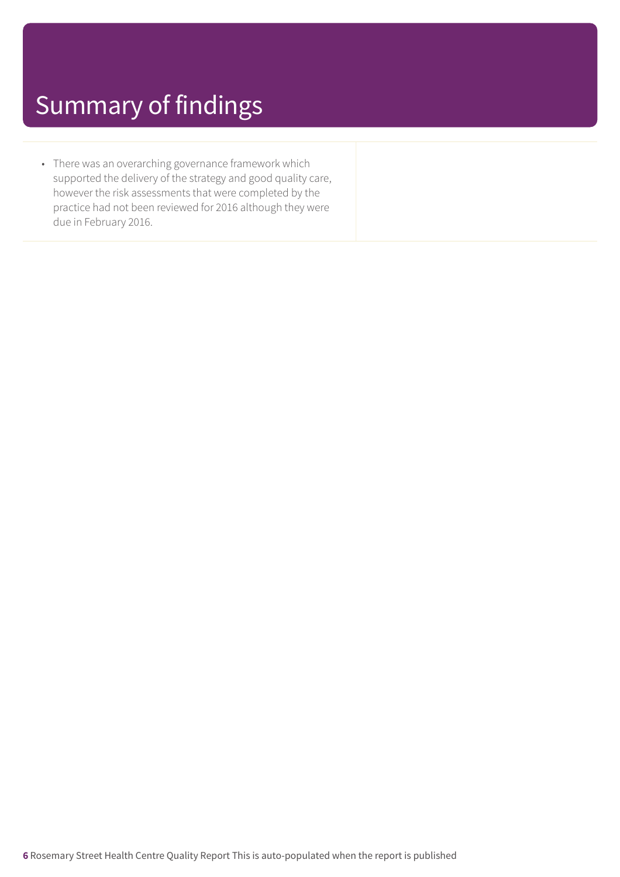# Summary of findings

- There was an overarching governance framework which supported the delivery of the strategy and good quality care, however the risk assessments that were completed by the practice had not been reviewed for 2016 although they were due in February 2016.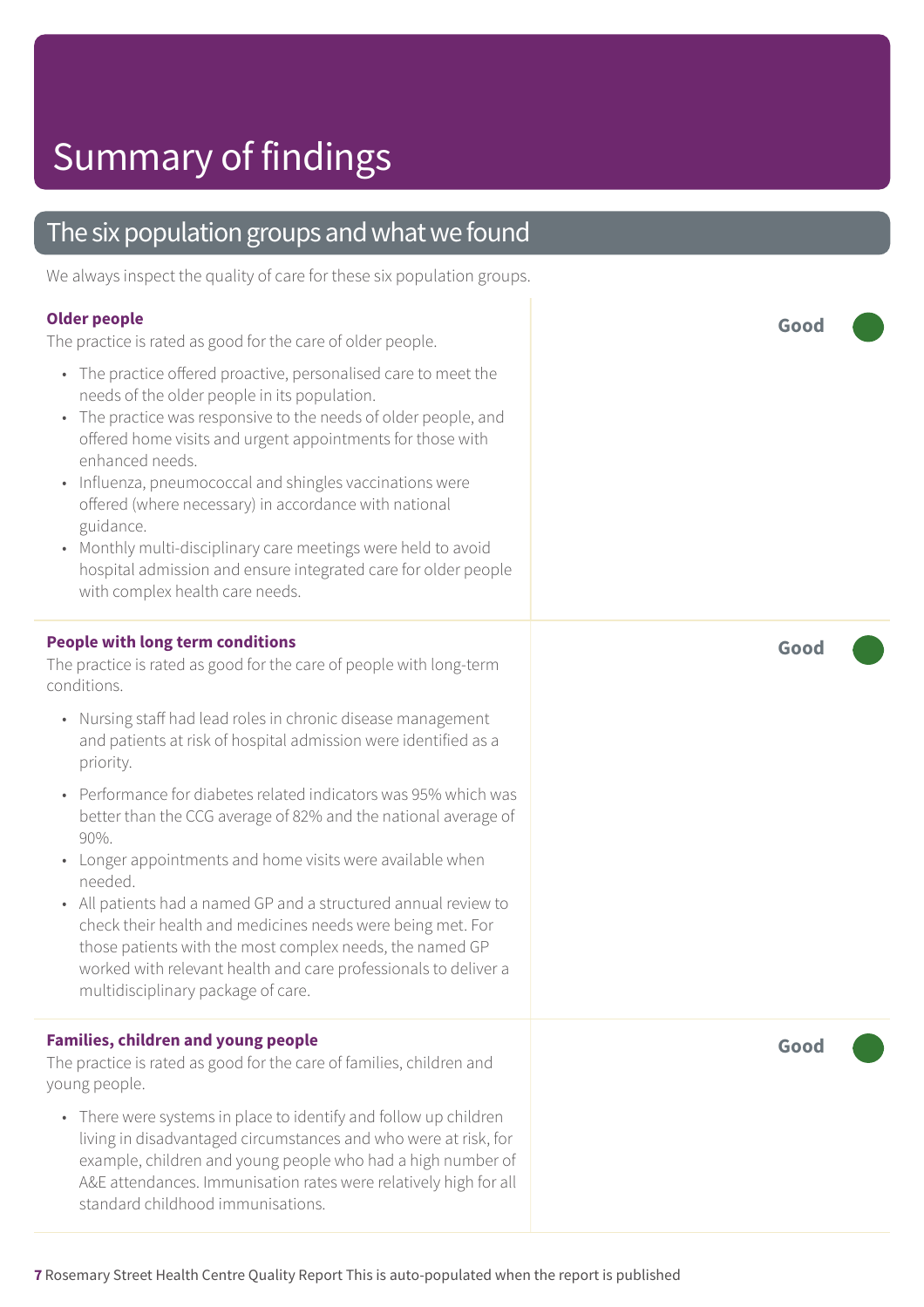# Summary of findings

## The six population groups and what we found

We always inspect the quality of care for these six population groups.

### Older people

**Good**

The practice is rated as good for the care of older people.

- The practice offered proactive, personalised care to meet the needs of the older people in its population.
- The practice was responsive to the needs of older people, and offered home visits and urgent appointments for those with enhanced needs.
- Influenza, pneumococcal and shingles vaccinations were offered (where necessary) in accordance with national guidance.
- Monthly multi-disciplinary care meetings were held to avoid hospital admission and ensure integrated care for older people with complex health care needs.

### People with long term conditions

**Good**

The practice is rated as good for the care of people with long-term conditions.

- Nursing staff had lead roles in chronic disease management and patients at risk of hospital admission were identified as a priority.
- Performance for diabetes related indicators was 95% which was better than the CCG average of 82% and the national average of 90%.
- Longer appointments and home visits were available when needed.
- All patients had a named GP and a structured annual review to check their health and medicines needs were being met. For those patients with the most complex needs, the named GP worked with relevant health and care professionals to deliver a multidisciplinary package of care.

### Families, children and young people

**Good**

The practice is rated as good for the care of families, children and young people.

- There were systems in place to identify and follow up children living in disadvantaged circumstances and who were at risk, for example, children and young people who had a high number of A&E attendances. Immunisation rates were relatively high for all standard childhood immunisations.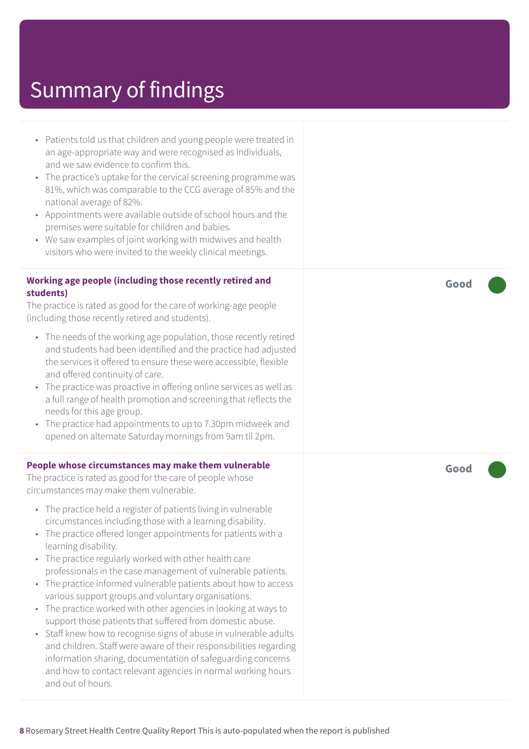# Summary of findings

- Patients told us that children and young people were treated in an age-appropriate way and were recognised as individuals, and we saw evidence to confirm this.
- The practice's uptake for the cervical screening programme was 81%, which was comparable to the CCG average of 85% and the national average of 82%.
- Appointments were available outside of school hours and the premises were suitable for children and babies.
- We saw examples of joint working with midwives and health visitors who were invited to the weekly clinical meetings.

**Working age people (including those recently retired and students)** — **Good**

The practice is rated as good for the care of working-age people (including those recently retired and students).

- The needs of the working age population, those recently retired and students had been identified and the practice had adjusted the services it offered to ensure these were accessible, flexible and offered continuity of care.
- The practice was proactive in offering online services as well as a full range of health promotion and screening that reflects the needs for this age group.
- The practice had appointments to up to 7.30pm midweek and opened on alternate Saturday mornings from 9am til 2pm.

**People whose circumstances may make them vulnerable** — **Good**

The practice is rated as good for the care of people whose circumstances may make them vulnerable.

- The practice held a register of patients living in vulnerable circumstances including those with a learning disability.
- The practice offered longer appointments for patients with a learning disability.
- The practice regularly worked with other health care professionals in the case management of vulnerable patients.
- The practice informed vulnerable patients about how to access various support groups and voluntary organisations.
- The practice worked with other agencies in looking at ways to support those patients that suffered from domestic abuse.
- Staff knew how to recognise signs of abuse in vulnerable adults and children. Staff were aware of their responsibilities regarding information sharing, documentation of safeguarding concerns and how to contact relevant agencies in normal working hours and out of hours.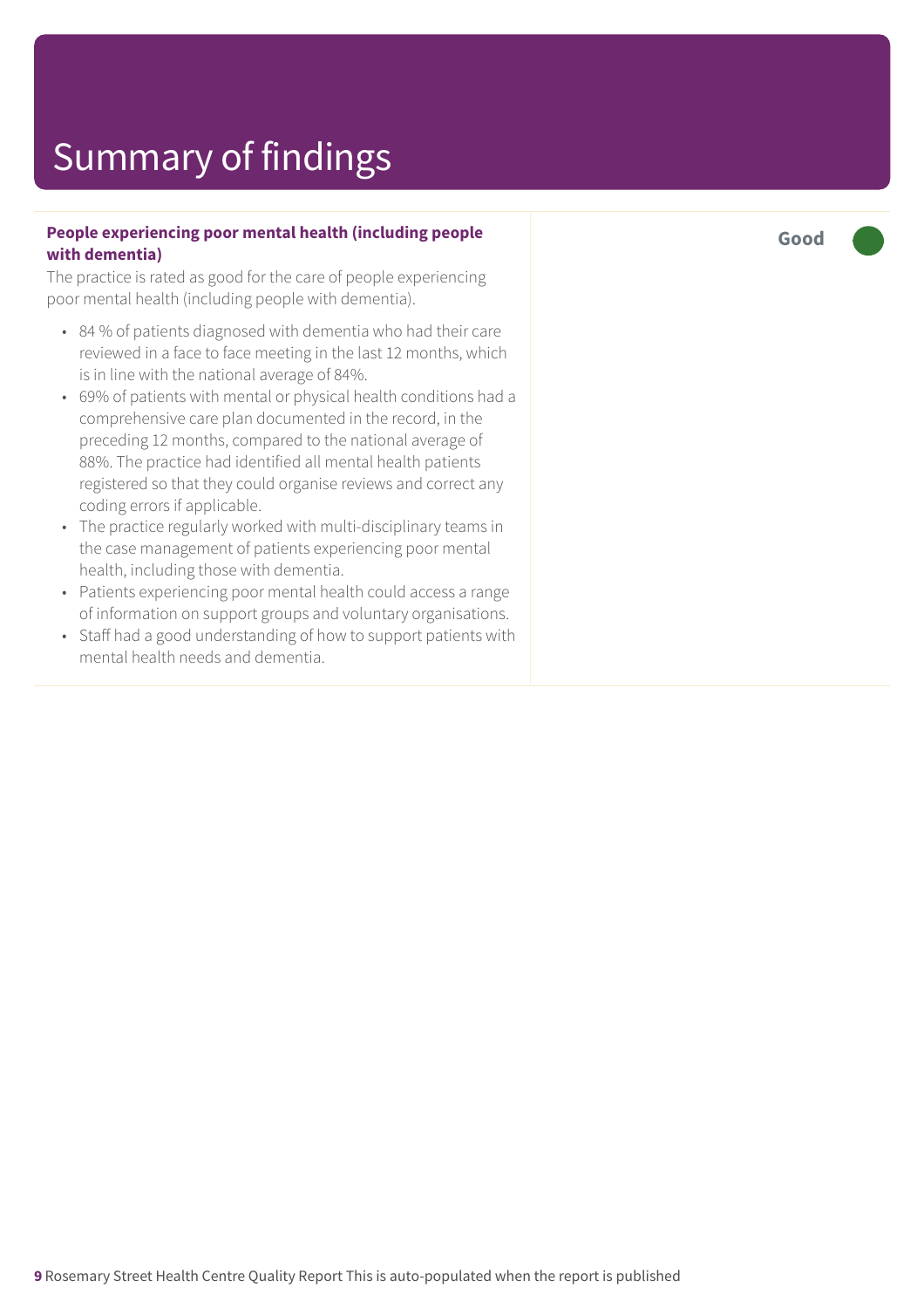# Summary of findings

**People experiencing poor mental health (including people with dementia)**

**Good**

The practice is rated as good for the care of people experiencing poor mental health (including people with dementia).

- 84 % of patients diagnosed with dementia who had their care reviewed in a face to face meeting in the last 12 months, which is in line with the national average of 84%.
- 69% of patients with mental or physical health conditions had a comprehensive care plan documented in the record, in the preceding 12 months, compared to the national average of 88%. The practice had identified all mental health patients registered so that they could organise reviews and correct any coding errors if applicable.
- The practice regularly worked with multi-disciplinary teams in the case management of patients experiencing poor mental health, including those with dementia.
- Patients experiencing poor mental health could access a range of information on support groups and voluntary organisations.
- Staff had a good understanding of how to support patients with mental health needs and dementia.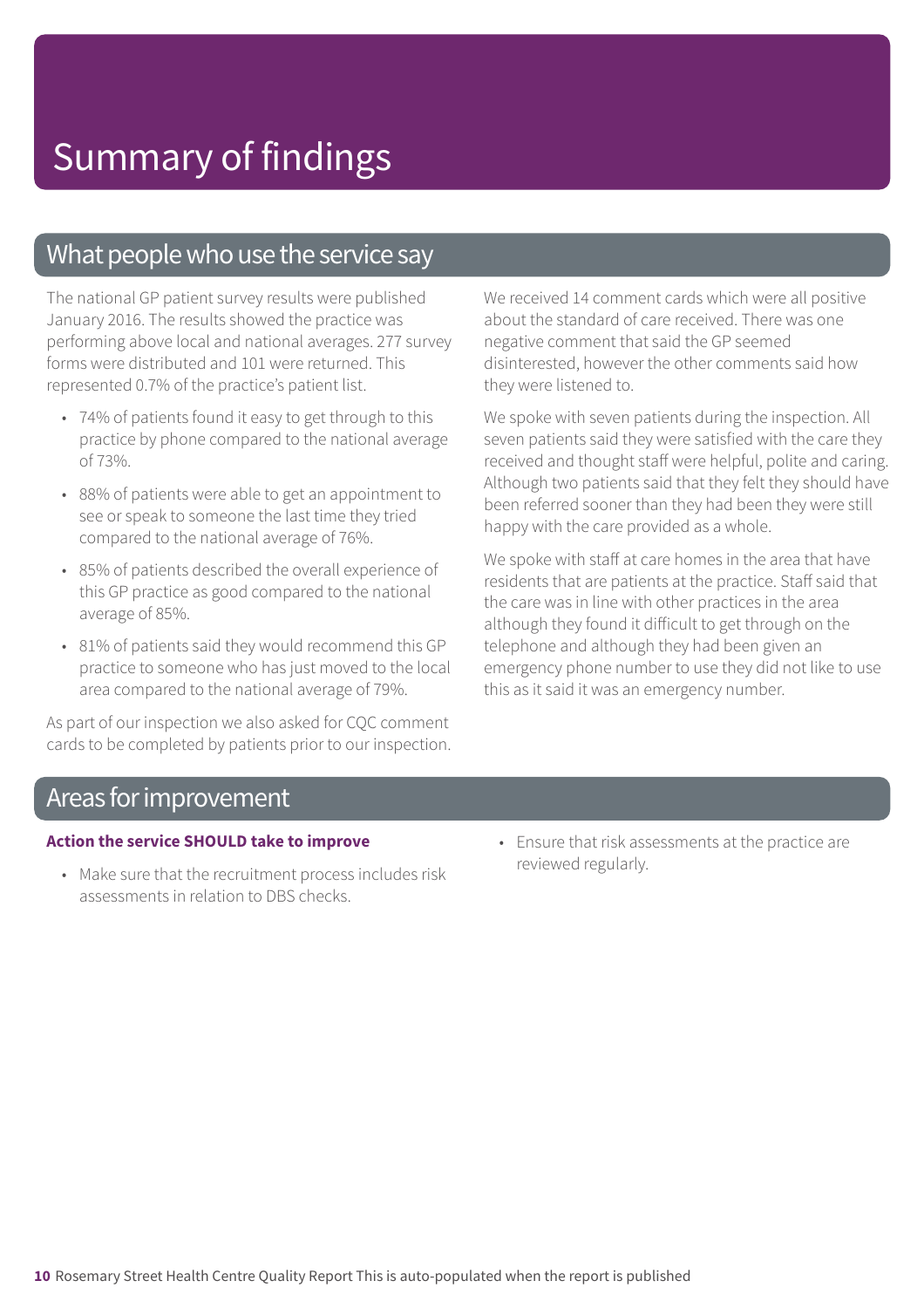# Summary of findings

## What people who use the service say

The national GP patient survey results were published January 2016. The results showed the practice was performing above local and national averages. 277 survey forms were distributed and 101 were returned. This represented 0.7% of the practice's patient list.

- 74% of patients found it easy to get through to this practice by phone compared to the national average of 73%.
- 88% of patients were able to get an appointment to see or speak to someone the last time they tried compared to the national average of 76%.
- 85% of patients described the overall experience of this GP practice as good compared to the national average of 85%.
- 81% of patients said they would recommend this GP practice to someone who has just moved to the local area compared to the national average of 79%.

As part of our inspection we also asked for CQC comment cards to be completed by patients prior to our inspection. We received 14 comment cards which were all positive about the standard of care received. There was one negative comment that said the GP seemed disinterested, however the other comments said how they were listened to.

We spoke with seven patients during the inspection. All seven patients said they were satisfied with the care they received and thought staff were helpful, polite and caring. Although two patients said that they felt they should have been referred sooner than they had been they were still happy with the care provided as a whole.

We spoke with staff at care homes in the area that have residents that are patients at the practice. Staff said that the care was in line with other practices in the area although they found it difficult to get through on the telephone and although they had been given an emergency phone number to use they did not like to use this as it said it was an emergency number.

## Areas for improvement

**Action the service SHOULD take to improve**

- Make sure that the recruitment process includes risk assessments in relation to DBS checks.
- Ensure that risk assessments at the practice are reviewed regularly.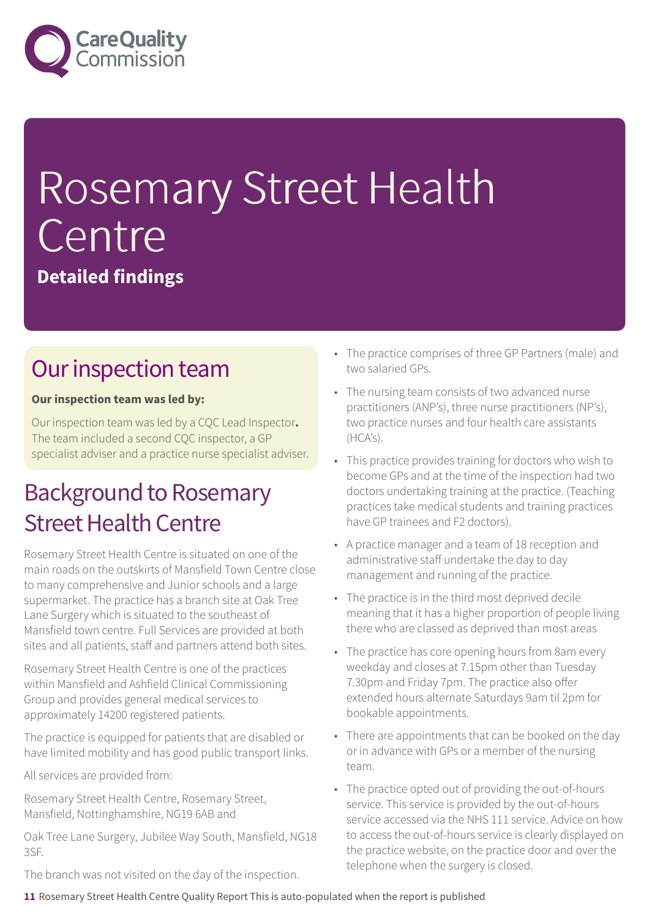# Rosemary Street Health Centre

**Detailed findings**

## Our inspection team

**Our inspection team was led by:**

Our inspection team was led by a CQC Lead Inspector**.** The team included a second CQC inspector, a GP specialist adviser and a practice nurse specialist adviser.

## Background to Rosemary Street Health Centre

Rosemary Street Health Centre is situated on one of the main roads on the outskirts of Mansfield Town Centre close to many comprehensive and Junior schools and a large supermarket. The practice has a branch site at Oak Tree Lane Surgery which is situated to the southeast of Mansfield town centre. Full Services are provided at both sites and all patients, staff and partners attend both sites.

Rosemary Street Health Centre is one of the practices within Mansfield and Ashfield Clinical Commissioning Group and provides general medical services to approximately 14200 registered patients.

The practice is equipped for patients that are disabled or have limited mobility and has good public transport links.

All services are provided from:

Rosemary Street Health Centre, Rosemary Street, Mansfield, Nottinghamshire, NG19 6AB and

Oak Tree Lane Surgery, Jubilee Way South, Mansfield, NG18 3SF.

The branch was not visited on the day of the inspection.

- The practice comprises of three GP Partners (male) and two salaried GPs.
- The nursing team consists of two advanced nurse practitioners (ANP's), three nurse practitioners (NP's), two practice nurses and four health care assistants (HCA's).
- This practice provides training for doctors who wish to become GPs and at the time of the inspection had two doctors undertaking training at the practice. (Teaching practices take medical students and training practices have GP trainees and F2 doctors).
- A practice manager and a team of 18 reception and administrative staff undertake the day to day management and running of the practice.
- The practice is in the third most deprived decile meaning that it has a higher proportion of people living there who are classed as deprived than most areas
- The practice has core opening hours from 8am every weekday and closes at 7.15pm other than Tuesday 7.30pm and Friday 7pm. The practice also offer extended hours alternate Saturdays 9am til 2pm for bookable appointments.
- There are appointments that can be booked on the day or in advance with GPs or a member of the nursing team.
- The practice opted out of providing the out-of-hours service. This service is provided by the out-of-hours service accessed via the NHS 111 service. Advice on how to access the out-of-hours service is clearly displayed on the practice website, on the practice door and over the telephone when the surgery is closed.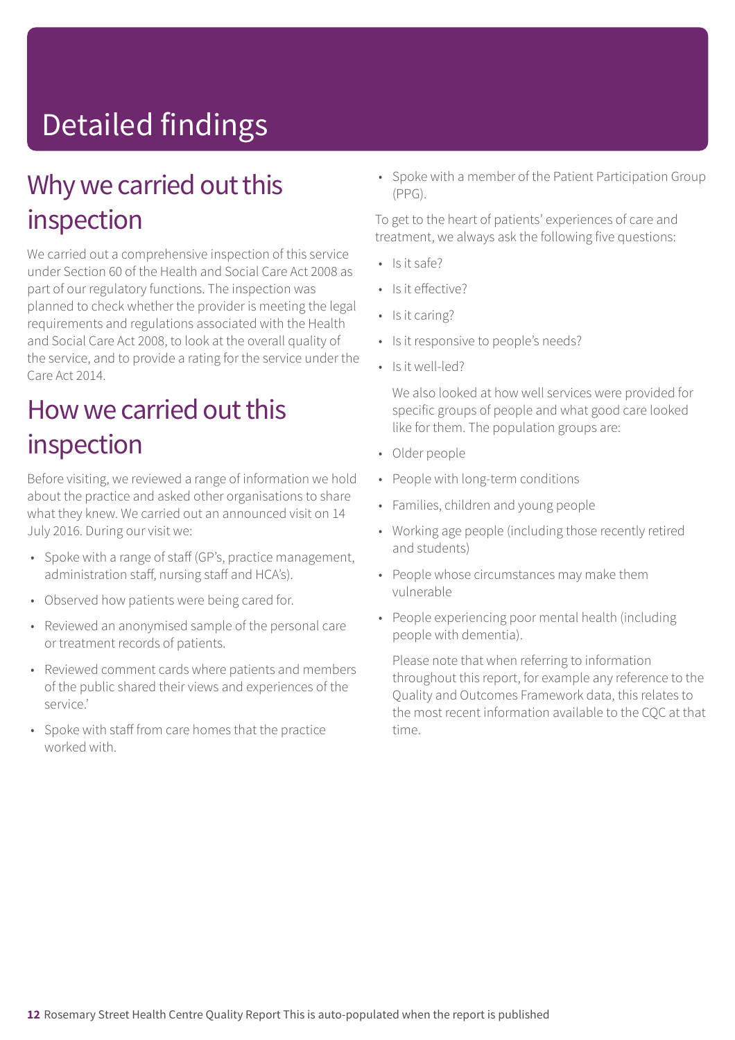# Detailed findings

## Why we carried out this inspection

We carried out a comprehensive inspection of this service under Section 60 of the Health and Social Care Act 2008 as part of our regulatory functions. The inspection was planned to check whether the provider is meeting the legal requirements and regulations associated with the Health and Social Care Act 2008, to look at the overall quality of the service, and to provide a rating for the service under the Care Act 2014.

## How we carried out this inspection

Before visiting, we reviewed a range of information we hold about the practice and asked other organisations to share what they knew. We carried out an announced visit on 14 July 2016. During our visit we:

- Spoke with a range of staff (GP's, practice management, administration staff, nursing staff and HCA's).
- Observed how patients were being cared for.
- Reviewed an anonymised sample of the personal care or treatment records of patients.
- Reviewed comment cards where patients and members of the public shared their views and experiences of the service.'
- Spoke with staff from care homes that the practice worked with.
- Spoke with a member of the Patient Participation Group (PPG).

To get to the heart of patients' experiences of care and treatment, we always ask the following five questions:

- Is it safe?
- Is it effective?
- Is it caring?
- Is it responsive to people's needs?
- Is it well-led?

We also looked at how well services were provided for specific groups of people and what good care looked like for them. The population groups are:

- Older people
- People with long-term conditions
- Families, children and young people
- Working age people (including those recently retired and students)
- People whose circumstances may make them vulnerable
- People experiencing poor mental health (including people with dementia).

Please note that when referring to information throughout this report, for example any reference to the Quality and Outcomes Framework data, this relates to the most recent information available to the CQC at that time.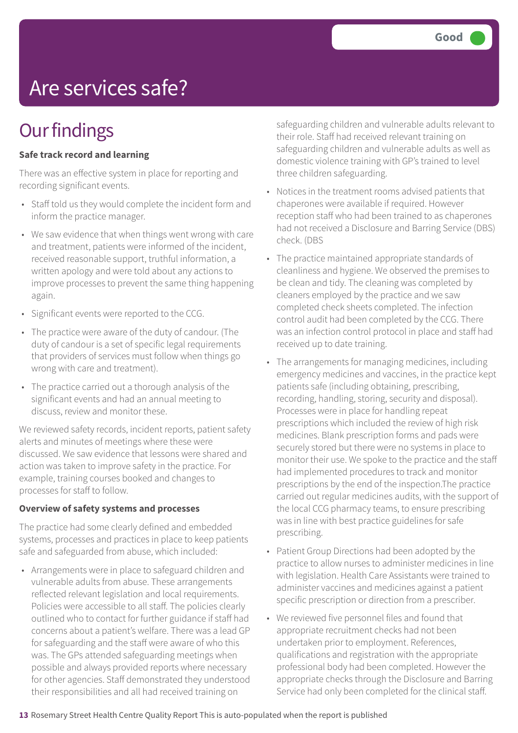Good

# Are services safe?

## Our findings

**Safe track record and learning**

There was an effective system in place for reporting and recording significant events.

- Staff told us they would complete the incident form and inform the practice manager.
- We saw evidence that when things went wrong with care and treatment, patients were informed of the incident, received reasonable support, truthful information, a written apology and were told about any actions to improve processes to prevent the same thing happening again.
- Significant events were reported to the CCG.
- The practice were aware of the duty of candour. (The duty of candour is a set of specific legal requirements that providers of services must follow when things go wrong with care and treatment).
- The practice carried out a thorough analysis of the significant events and had an annual meeting to discuss, review and monitor these.

We reviewed safety records, incident reports, patient safety alerts and minutes of meetings where these were discussed. We saw evidence that lessons were shared and action was taken to improve safety in the practice. For example, training courses booked and changes to processes for staff to follow.

**Overview of safety systems and processes**

The practice had some clearly defined and embedded systems, processes and practices in place to keep patients safe and safeguarded from abuse, which included:

- Arrangements were in place to safeguard children and vulnerable adults from abuse. These arrangements reflected relevant legislation and local requirements. Policies were accessible to all staff. The policies clearly outlined who to contact for further guidance if staff had concerns about a patient's welfare. There was a lead GP for safeguarding and the staff were aware of who this was. The GPs attended safeguarding meetings when possible and always provided reports where necessary for other agencies. Staff demonstrated they understood their responsibilities and all had received training on safeguarding children and vulnerable adults relevant to their role. Staff had received relevant training on safeguarding children and vulnerable adults as well as domestic violence training with GP's trained to level three children safeguarding.
- Notices in the treatment rooms advised patients that chaperones were available if required. However reception staff who had been trained to as chaperones had not received a Disclosure and Barring Service (DBS) check. (DBS
- The practice maintained appropriate standards of cleanliness and hygiene. We observed the premises to be clean and tidy. The cleaning was completed by cleaners employed by the practice and we saw completed check sheets completed. The infection control audit had been completed by the CCG. There was an infection control protocol in place and staff had received up to date training.
- The arrangements for managing medicines, including emergency medicines and vaccines, in the practice kept patients safe (including obtaining, prescribing, recording, handling, storing, security and disposal). Processes were in place for handling repeat prescriptions which included the review of high risk medicines. Blank prescription forms and pads were securely stored but there were no systems in place to monitor their use. We spoke to the practice and the staff had implemented procedures to track and monitor prescriptions by the end of the inspection.The practice carried out regular medicines audits, with the support of the local CCG pharmacy teams, to ensure prescribing was in line with best practice guidelines for safe prescribing.
- Patient Group Directions had been adopted by the practice to allow nurses to administer medicines in line with legislation. Health Care Assistants were trained to administer vaccines and medicines against a patient specific prescription or direction from a prescriber.
- We reviewed five personnel files and found that appropriate recruitment checks had not been undertaken prior to employment. References, qualifications and registration with the appropriate professional body had been completed. However the appropriate checks through the Disclosure and Barring Service had only been completed for the clinical staff.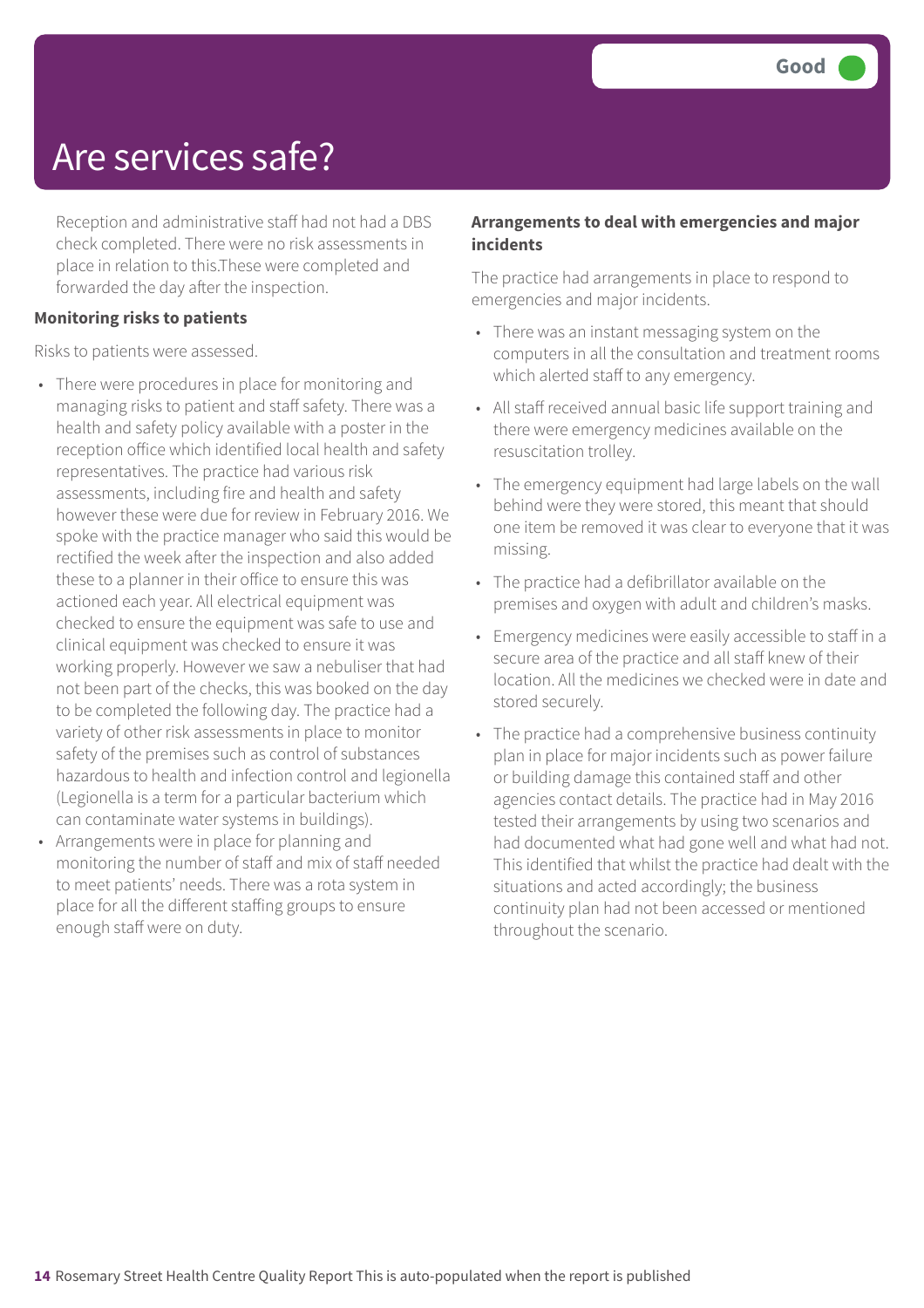# Are services safe?

Good

Reception and administrative staff had not had a DBS check completed. There were no risk assessments in place in relation to this.These were completed and forwarded the day after the inspection.

**Monitoring risks to patients**

Risks to patients were assessed.

- There were procedures in place for monitoring and managing risks to patient and staff safety. There was a health and safety policy available with a poster in the reception office which identified local health and safety representatives. The practice had various risk assessments, including fire and health and safety however these were due for review in February 2016. We spoke with the practice manager who said this would be rectified the week after the inspection and also added these to a planner in their office to ensure this was actioned each year. All electrical equipment was checked to ensure the equipment was safe to use and clinical equipment was checked to ensure it was working properly. However we saw a nebuliser that had not been part of the checks, this was booked on the day to be completed the following day. The practice had a variety of other risk assessments in place to monitor safety of the premises such as control of substances hazardous to health and infection control and legionella (Legionella is a term for a particular bacterium which can contaminate water systems in buildings).
- Arrangements were in place for planning and monitoring the number of staff and mix of staff needed to meet patients' needs. There was a rota system in place for all the different staffing groups to ensure enough staff were on duty.

**Arrangements to deal with emergencies and major incidents**

The practice had arrangements in place to respond to emergencies and major incidents.

- There was an instant messaging system on the computers in all the consultation and treatment rooms which alerted staff to any emergency.
- All staff received annual basic life support training and there were emergency medicines available on the resuscitation trolley.
- The emergency equipment had large labels on the wall behind were they were stored, this meant that should one item be removed it was clear to everyone that it was missing.
- The practice had a defibrillator available on the premises and oxygen with adult and children's masks.
- Emergency medicines were easily accessible to staff in a secure area of the practice and all staff knew of their location. All the medicines we checked were in date and stored securely.
- The practice had a comprehensive business continuity plan in place for major incidents such as power failure or building damage this contained staff and other agencies contact details. The practice had in May 2016 tested their arrangements by using two scenarios and had documented what had gone well and what had not. This identified that whilst the practice had dealt with the situations and acted accordingly; the business continuity plan had not been accessed or mentioned throughout the scenario.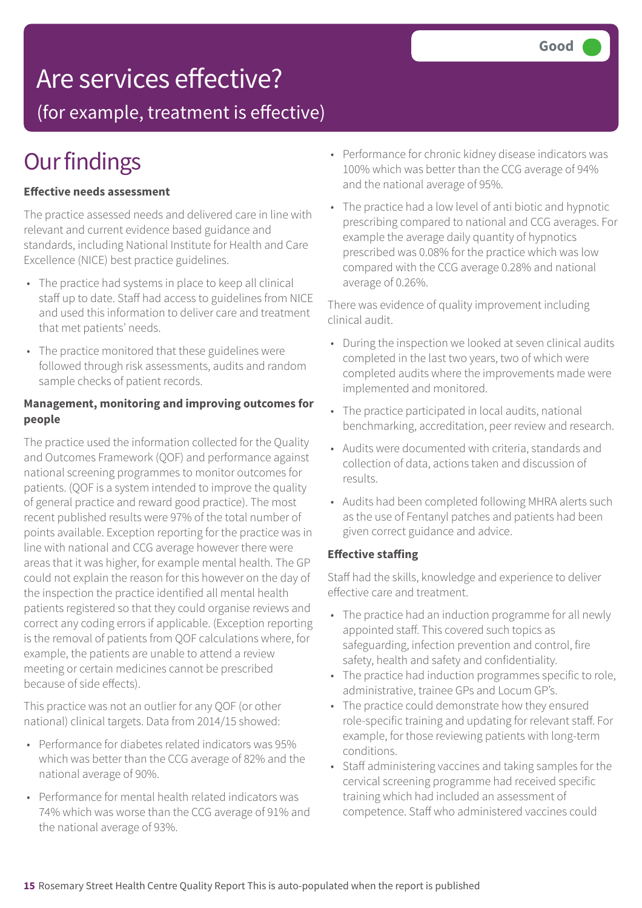# Are services effective?

## (for example, treatment is effective)

**Good**

# Our findings

### Effective needs assessment

The practice assessed needs and delivered care in line with relevant and current evidence based guidance and standards, including National Institute for Health and Care Excellence (NICE) best practice guidelines.

- The practice had systems in place to keep all clinical staff up to date. Staff had access to guidelines from NICE and used this information to deliver care and treatment that met patients' needs.
- The practice monitored that these guidelines were followed through risk assessments, audits and random sample checks of patient records.

### Management, monitoring and improving outcomes for people

The practice used the information collected for the Quality and Outcomes Framework (QOF) and performance against national screening programmes to monitor outcomes for patients. (QOF is a system intended to improve the quality of general practice and reward good practice). The most recent published results were 97% of the total number of points available. Exception reporting for the practice was in line with national and CCG average however there were areas that it was higher, for example mental health. The GP could not explain the reason for this however on the day of the inspection the practice identified all mental health patients registered so that they could organise reviews and correct any coding errors if applicable. (Exception reporting is the removal of patients from QOF calculations where, for example, the patients are unable to attend a review meeting or certain medicines cannot be prescribed because of side effects).

This practice was not an outlier for any QOF (or other national) clinical targets. Data from 2014/15 showed:

- Performance for diabetes related indicators was 95% which was better than the CCG average of 82% and the national average of 90%.
- Performance for mental health related indicators was 74% which was worse than the CCG average of 91% and the national average of 93%.
- Performance for chronic kidney disease indicators was 100% which was better than the CCG average of 94% and the national average of 95%.
- The practice had a low level of anti biotic and hypnotic prescribing compared to national and CCG averages. For example the average daily quantity of hypnotics prescribed was 0.08% for the practice which was low compared with the CCG average 0.28% and national average of 0.26%.

There was evidence of quality improvement including clinical audit.

- During the inspection we looked at seven clinical audits completed in the last two years, two of which were completed audits where the improvements made were implemented and monitored.
- The practice participated in local audits, national benchmarking, accreditation, peer review and research.
- Audits were documented with criteria, standards and collection of data, actions taken and discussion of results.
- Audits had been completed following MHRA alerts such as the use of Fentanyl patches and patients had been given correct guidance and advice.

### Effective staffing

Staff had the skills, knowledge and experience to deliver effective care and treatment.

- The practice had an induction programme for all newly appointed staff. This covered such topics as safeguarding, infection prevention and control, fire safety, health and safety and confidentiality.
- The practice had induction programmes specific to role, administrative, trainee GPs and Locum GP's.
- The practice could demonstrate how they ensured role-specific training and updating for relevant staff. For example, for those reviewing patients with long-term conditions.
- Staff administering vaccines and taking samples for the cervical screening programme had received specific training which had included an assessment of competence. Staff who administered vaccines could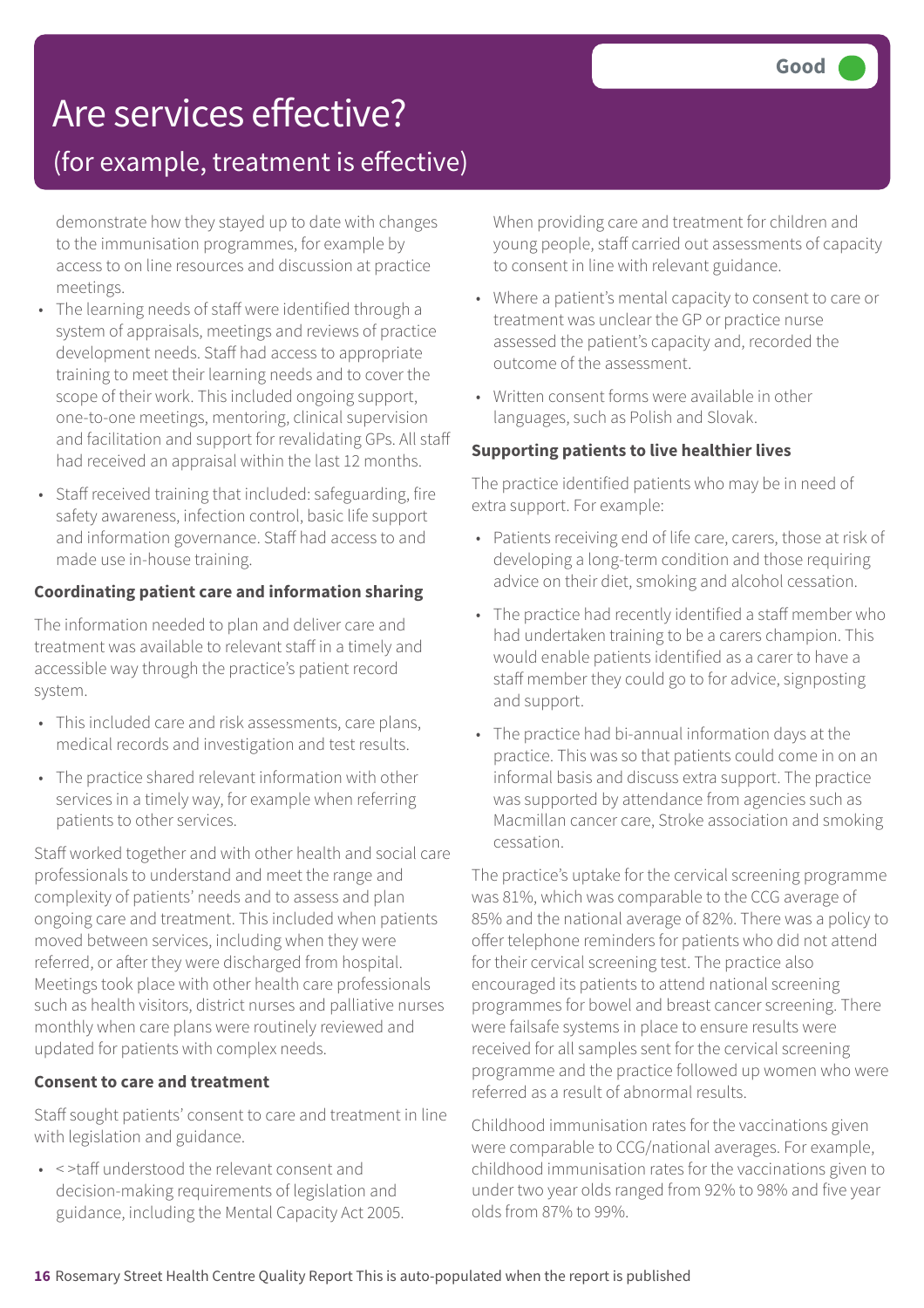# Are services effective?

## (for example, treatment is effective)

**Good**

demonstrate how they stayed up to date with changes to the immunisation programmes, for example by access to on line resources and discussion at practice meetings.

- The learning needs of staff were identified through a system of appraisals, meetings and reviews of practice development needs. Staff had access to appropriate training to meet their learning needs and to cover the scope of their work. This included ongoing support, one-to-one meetings, mentoring, clinical supervision and facilitation and support for revalidating GPs. All staff had received an appraisal within the last 12 months.
- Staff received training that included: safeguarding, fire safety awareness, infection control, basic life support and information governance. Staff had access to and made use in-house training.

**Coordinating patient care and information sharing**

The information needed to plan and deliver care and treatment was available to relevant staff in a timely and accessible way through the practice's patient record system.

- This included care and risk assessments, care plans, medical records and investigation and test results.
- The practice shared relevant information with other services in a timely way, for example when referring patients to other services.

Staff worked together and with other health and social care professionals to understand and meet the range and complexity of patients' needs and to assess and plan ongoing care and treatment. This included when patients moved between services, including when they were referred, or after they were discharged from hospital. Meetings took place with other health care professionals such as health visitors, district nurses and palliative nurses monthly when care plans were routinely reviewed and updated for patients with complex needs.

**Consent to care and treatment**

Staff sought patients' consent to care and treatment in line with legislation and guidance.

- < >taff understood the relevant consent and decision-making requirements of legislation and guidance, including the Mental Capacity Act 2005. When providing care and treatment for children and young people, staff carried out assessments of capacity to consent in line with relevant guidance.
- Where a patient's mental capacity to consent to care or treatment was unclear the GP or practice nurse assessed the patient's capacity and, recorded the outcome of the assessment.
- Written consent forms were available in other languages, such as Polish and Slovak.

**Supporting patients to live healthier lives**

The practice identified patients who may be in need of extra support. For example:

- Patients receiving end of life care, carers, those at risk of developing a long-term condition and those requiring advice on their diet, smoking and alcohol cessation.
- The practice had recently identified a staff member who had undertaken training to be a carers champion. This would enable patients identified as a carer to have a staff member they could go to for advice, signposting and support.
- The practice had bi-annual information days at the practice. This was so that patients could come in on an informal basis and discuss extra support. The practice was supported by attendance from agencies such as Macmillan cancer care, Stroke association and smoking cessation.

The practice's uptake for the cervical screening programme was 81%, which was comparable to the CCG average of 85% and the national average of 82%. There was a policy to offer telephone reminders for patients who did not attend for their cervical screening test. The practice also encouraged its patients to attend national screening programmes for bowel and breast cancer screening. There were failsafe systems in place to ensure results were received for all samples sent for the cervical screening programme and the practice followed up women who were referred as a result of abnormal results.

Childhood immunisation rates for the vaccinations given were comparable to CCG/national averages. For example, childhood immunisation rates for the vaccinations given to under two year olds ranged from 92% to 98% and five year olds from 87% to 99%.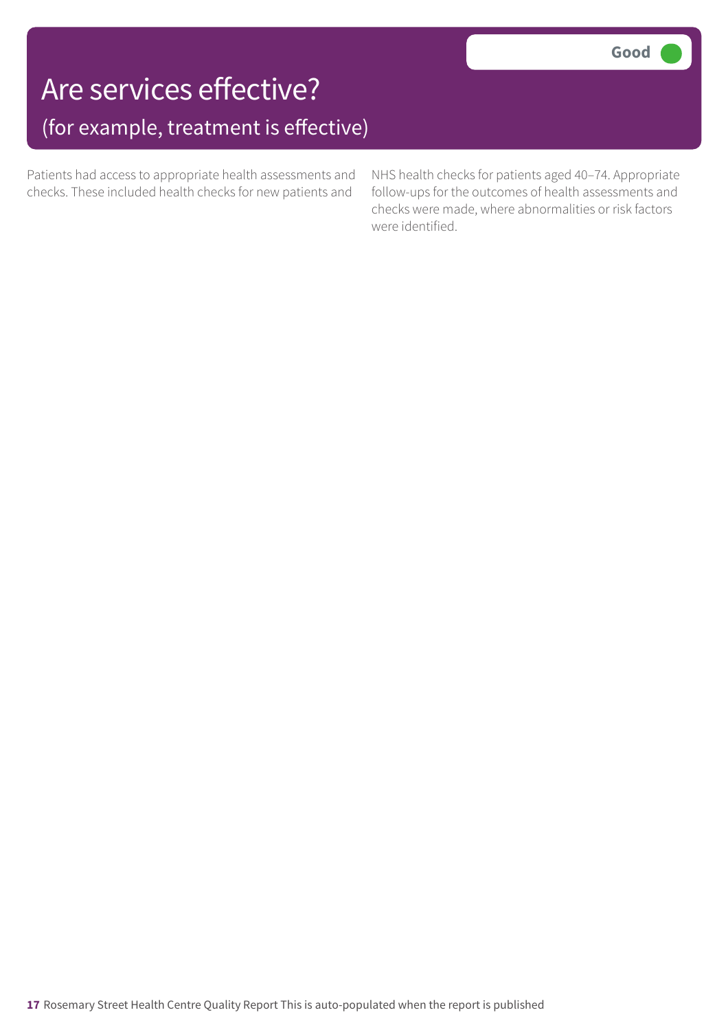# Are services effective?

## (for example, treatment is effective)

**Good**

Patients had access to appropriate health assessments and checks. These included health checks for new patients and NHS health checks for patients aged 40–74. Appropriate follow-ups for the outcomes of health assessments and checks were made, where abnormalities or risk factors were identified.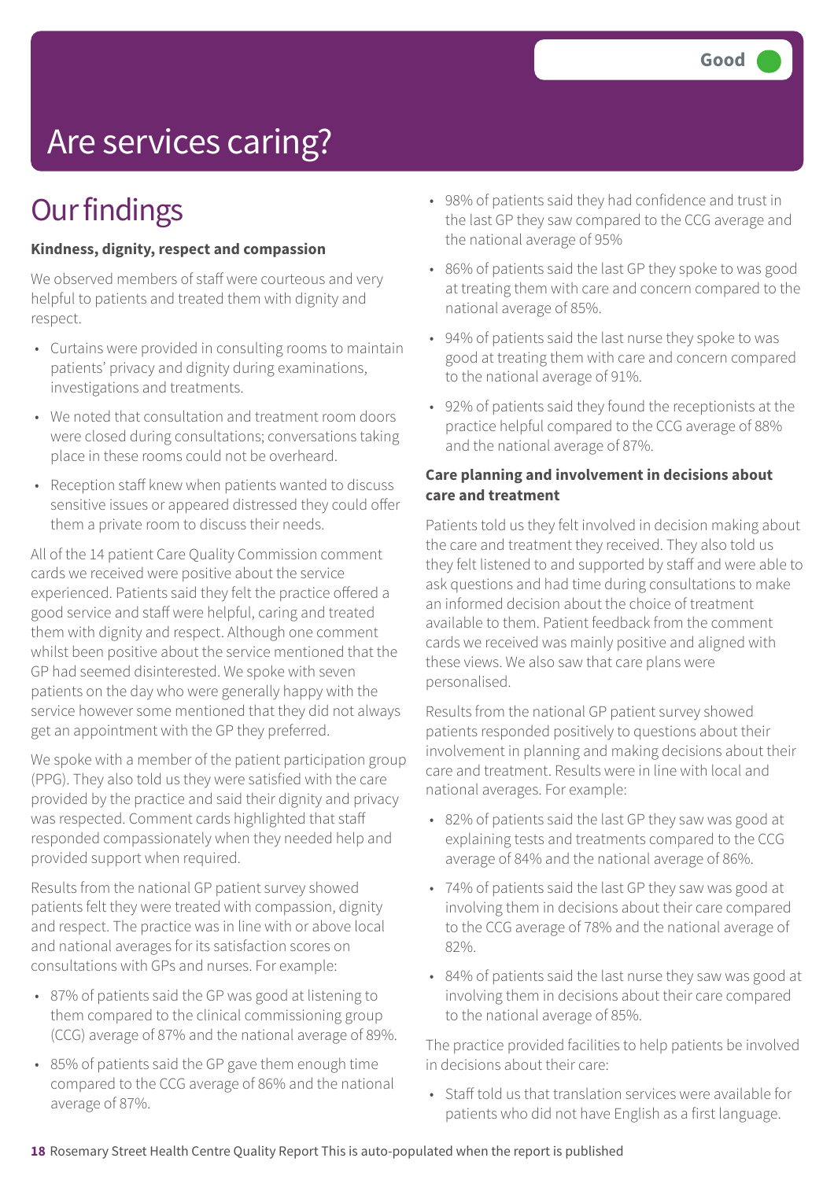# Are services caring?

Good

## Our findings

**Kindness, dignity, respect and compassion**

We observed members of staff were courteous and very helpful to patients and treated them with dignity and respect.

- Curtains were provided in consulting rooms to maintain patients' privacy and dignity during examinations, investigations and treatments.
- We noted that consultation and treatment room doors were closed during consultations; conversations taking place in these rooms could not be overheard.
- Reception staff knew when patients wanted to discuss sensitive issues or appeared distressed they could offer them a private room to discuss their needs.

All of the 14 patient Care Quality Commission comment cards we received were positive about the service experienced. Patients said they felt the practice offered a good service and staff were helpful, caring and treated them with dignity and respect. Although one comment whilst been positive about the service mentioned that the GP had seemed disinterested. We spoke with seven patients on the day who were generally happy with the service however some mentioned that they did not always get an appointment with the GP they preferred.

We spoke with a member of the patient participation group (PPG). They also told us they were satisfied with the care provided by the practice and said their dignity and privacy was respected. Comment cards highlighted that staff responded compassionately when they needed help and provided support when required.

Results from the national GP patient survey showed patients felt they were treated with compassion, dignity and respect. The practice was in line with or above local and national averages for its satisfaction scores on consultations with GPs and nurses. For example:

- 87% of patients said the GP was good at listening to them compared to the clinical commissioning group (CCG) average of 87% and the national average of 89%.
- 85% of patients said the GP gave them enough time compared to the CCG average of 86% and the national average of 87%.
- 98% of patients said they had confidence and trust in the last GP they saw compared to the CCG average and the national average of 95%
- 86% of patients said the last GP they spoke to was good at treating them with care and concern compared to the national average of 85%.
- 94% of patients said the last nurse they spoke to was good at treating them with care and concern compared to the national average of 91%.
- 92% of patients said they found the receptionists at the practice helpful compared to the CCG average of 88% and the national average of 87%.

**Care planning and involvement in decisions about care and treatment**

Patients told us they felt involved in decision making about the care and treatment they received. They also told us they felt listened to and supported by staff and were able to ask questions and had time during consultations to make an informed decision about the choice of treatment available to them. Patient feedback from the comment cards we received was mainly positive and aligned with these views. We also saw that care plans were personalised.

Results from the national GP patient survey showed patients responded positively to questions about their involvement in planning and making decisions about their care and treatment. Results were in line with local and national averages. For example:

- 82% of patients said the last GP they saw was good at explaining tests and treatments compared to the CCG average of 84% and the national average of 86%.
- 74% of patients said the last GP they saw was good at involving them in decisions about their care compared to the CCG average of 78% and the national average of 82%.
- 84% of patients said the last nurse they saw was good at involving them in decisions about their care compared to the national average of 85%.

The practice provided facilities to help patients be involved in decisions about their care:

- Staff told us that translation services were available for patients who did not have English as a first language.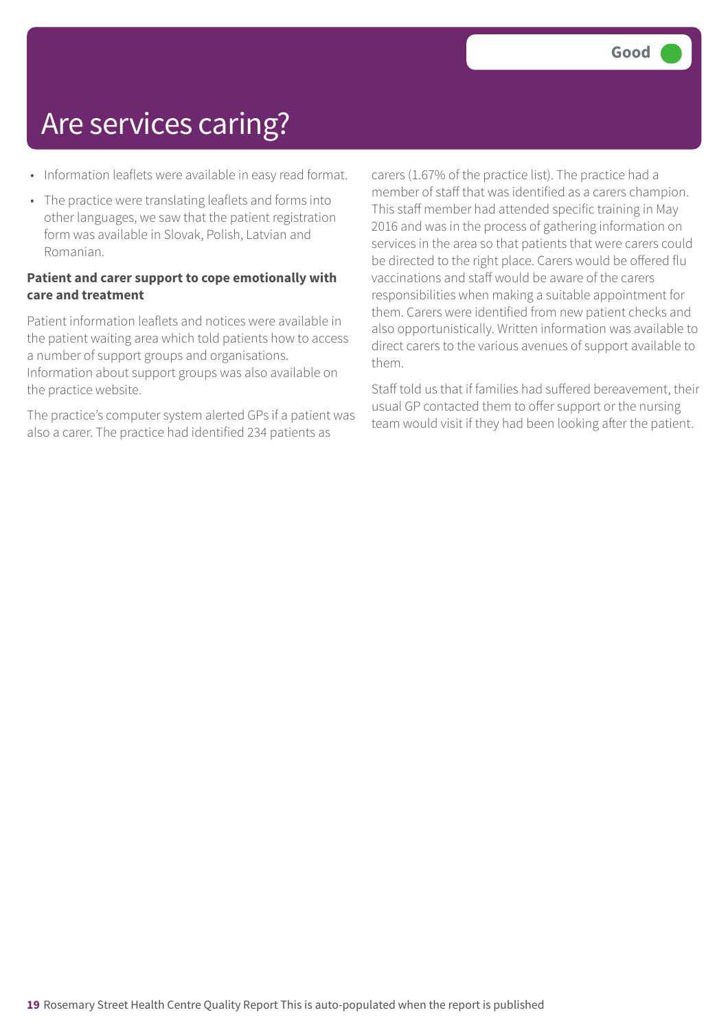# Are services caring?

Good

- Information leaflets were available in easy read format.
- The practice were translating leaflets and forms into other languages, we saw that the patient registration form was available in Slovak, Polish, Latvian and Romanian.

**Patient and carer support to cope emotionally with care and treatment**

Patient information leaflets and notices were available in the patient waiting area which told patients how to access a number of support groups and organisations. Information about support groups was also available on the practice website.

The practice's computer system alerted GPs if a patient was also a carer. The practice had identified 234 patients as carers (1.67% of the practice list). The practice had a member of staff that was identified as a carers champion. This staff member had attended specific training in May 2016 and was in the process of gathering information on services in the area so that patients that were carers could be directed to the right place. Carers would be offered flu vaccinations and staff would be aware of the carers responsibilities when making a suitable appointment for them. Carers were identified from new patient checks and also opportunistically. Written information was available to direct carers to the various avenues of support available to them.

Staff told us that if families had suffered bereavement, their usual GP contacted them to offer support or the nursing team would visit if they had been looking after the patient.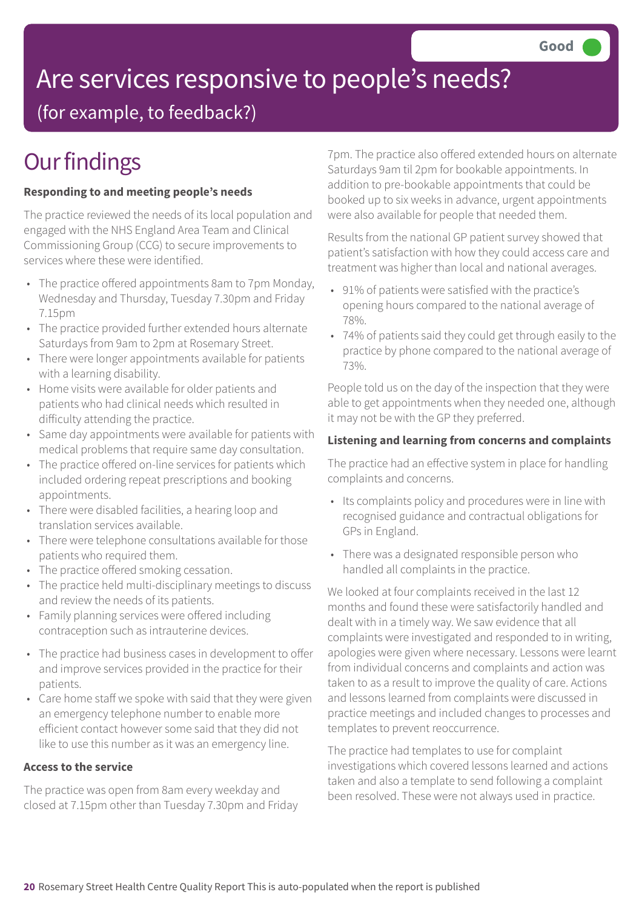Good

# Are services responsive to people's needs?

(for example, to feedback?)

## Our findings

**Responding to and meeting people's needs**

The practice reviewed the needs of its local population and engaged with the NHS England Area Team and Clinical Commissioning Group (CCG) to secure improvements to services where these were identified.

- The practice offered appointments 8am to 7pm Monday, Wednesday and Thursday, Tuesday 7.30pm and Friday 7.15pm
- The practice provided further extended hours alternate Saturdays from 9am to 2pm at Rosemary Street.
- There were longer appointments available for patients with a learning disability.
- Home visits were available for older patients and patients who had clinical needs which resulted in difficulty attending the practice.
- Same day appointments were available for patients with medical problems that require same day consultation.
- The practice offered on-line services for patients which included ordering repeat prescriptions and booking appointments.
- There were disabled facilities, a hearing loop and translation services available.
- There were telephone consultations available for those patients who required them.
- The practice offered smoking cessation.
- The practice held multi-disciplinary meetings to discuss and review the needs of its patients.
- Family planning services were offered including contraception such as intrauterine devices.
- The practice had business cases in development to offer and improve services provided in the practice for their patients.
- Care home staff we spoke with said that they were given an emergency telephone number to enable more efficient contact however some said that they did not like to use this number as it was an emergency line.

**Access to the service**

The practice was open from 8am every weekday and closed at 7.15pm other than Tuesday 7.30pm and Friday 7pm. The practice also offered extended hours on alternate Saturdays 9am til 2pm for bookable appointments. In addition to pre-bookable appointments that could be booked up to six weeks in advance, urgent appointments were also available for people that needed them.

Results from the national GP patient survey showed that patient's satisfaction with how they could access care and treatment was higher than local and national averages.

- 91% of patients were satisfied with the practice's opening hours compared to the national average of 78%.
- 74% of patients said they could get through easily to the practice by phone compared to the national average of 73%.

People told us on the day of the inspection that they were able to get appointments when they needed one, although it may not be with the GP they preferred.

**Listening and learning from concerns and complaints**

The practice had an effective system in place for handling complaints and concerns.

- Its complaints policy and procedures were in line with recognised guidance and contractual obligations for GPs in England.
- There was a designated responsible person who handled all complaints in the practice.

We looked at four complaints received in the last 12 months and found these were satisfactorily handled and dealt with in a timely way. We saw evidence that all complaints were investigated and responded to in writing, apologies were given where necessary. Lessons were learnt from individual concerns and complaints and action was taken to as a result to improve the quality of care. Actions and lessons learned from complaints were discussed in practice meetings and included changes to processes and templates to prevent reoccurrence.

The practice had templates to use for complaint investigations which covered lessons learned and actions taken and also a template to send following a complaint been resolved. These were not always used in practice.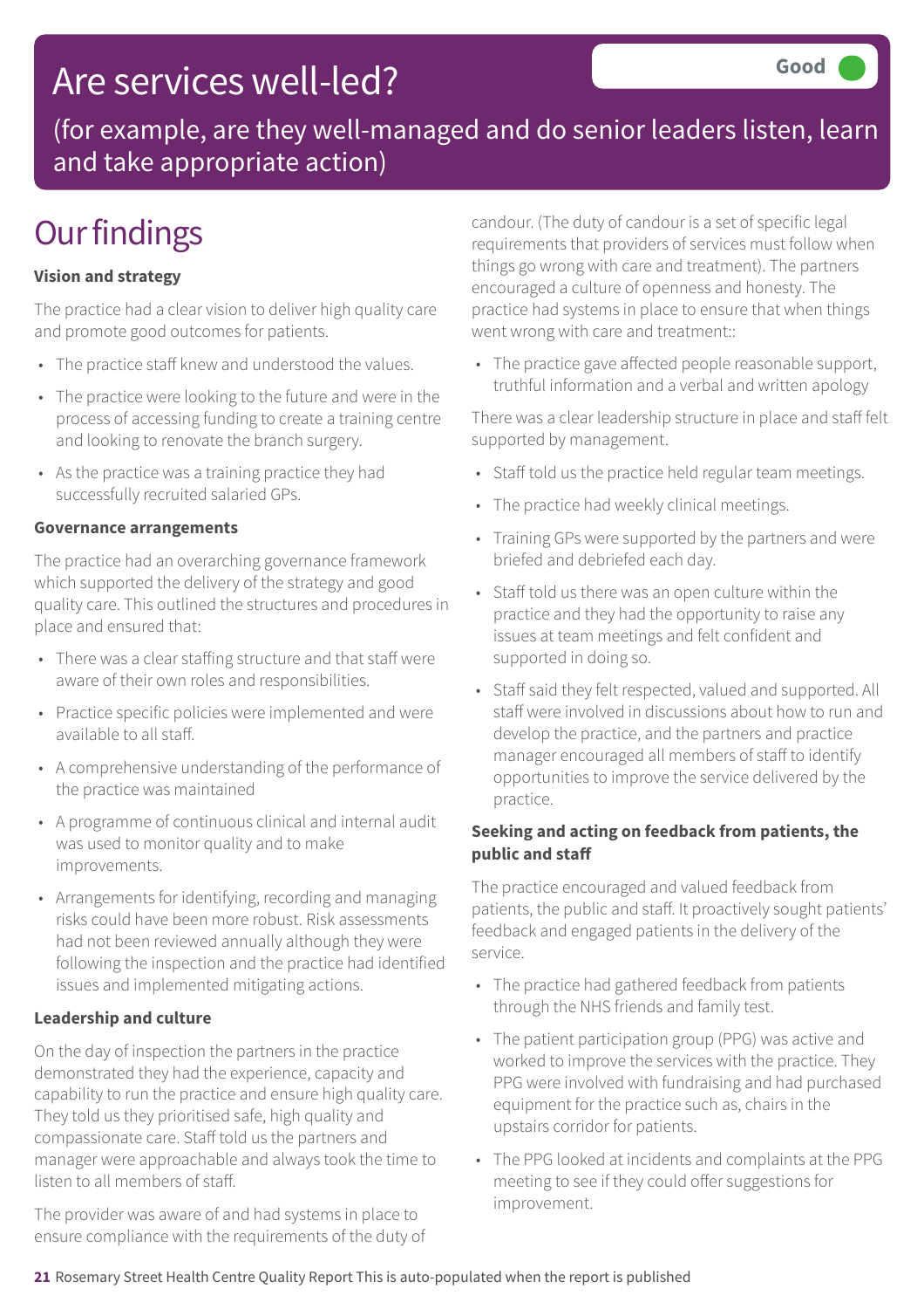# Are services well-led?

**Good**

(for example, are they well-managed and do senior leaders listen, learn and take appropriate action)

## Our findings

**Vision and strategy**

The practice had a clear vision to deliver high quality care and promote good outcomes for patients.

- The practice staff knew and understood the values.
- The practice were looking to the future and were in the process of accessing funding to create a training centre and looking to renovate the branch surgery.
- As the practice was a training practice they had successfully recruited salaried GPs.

**Governance arrangements**

The practice had an overarching governance framework which supported the delivery of the strategy and good quality care. This outlined the structures and procedures in place and ensured that:

- There was a clear staffing structure and that staff were aware of their own roles and responsibilities.
- Practice specific policies were implemented and were available to all staff.
- A comprehensive understanding of the performance of the practice was maintained
- A programme of continuous clinical and internal audit was used to monitor quality and to make improvements.
- Arrangements for identifying, recording and managing risks could have been more robust. Risk assessments had not been reviewed annually although they were following the inspection and the practice had identified issues and implemented mitigating actions.

**Leadership and culture**

On the day of inspection the partners in the practice demonstrated they had the experience, capacity and capability to run the practice and ensure high quality care. They told us they prioritised safe, high quality and compassionate care. Staff told us the partners and manager were approachable and always took the time to listen to all members of staff.

The provider was aware of and had systems in place to ensure compliance with the requirements of the duty of candour. (The duty of candour is a set of specific legal requirements that providers of services must follow when things go wrong with care and treatment). The partners encouraged a culture of openness and honesty. The practice had systems in place to ensure that when things went wrong with care and treatment::

- The practice gave affected people reasonable support, truthful information and a verbal and written apology

There was a clear leadership structure in place and staff felt supported by management.

- Staff told us the practice held regular team meetings.
- The practice had weekly clinical meetings.
- Training GPs were supported by the partners and were briefed and debriefed each day.
- Staff told us there was an open culture within the practice and they had the opportunity to raise any issues at team meetings and felt confident and supported in doing so.
- Staff said they felt respected, valued and supported. All staff were involved in discussions about how to run and develop the practice, and the partners and practice manager encouraged all members of staff to identify opportunities to improve the service delivered by the practice.

**Seeking and acting on feedback from patients, the public and staff**

The practice encouraged and valued feedback from patients, the public and staff. It proactively sought patients' feedback and engaged patients in the delivery of the service.

- The practice had gathered feedback from patients through the NHS friends and family test.
- The patient participation group (PPG) was active and worked to improve the services with the practice. They PPG were involved with fundraising and had purchased equipment for the practice such as, chairs in the upstairs corridor for patients.
- The PPG looked at incidents and complaints at the PPG meeting to see if they could offer suggestions for improvement.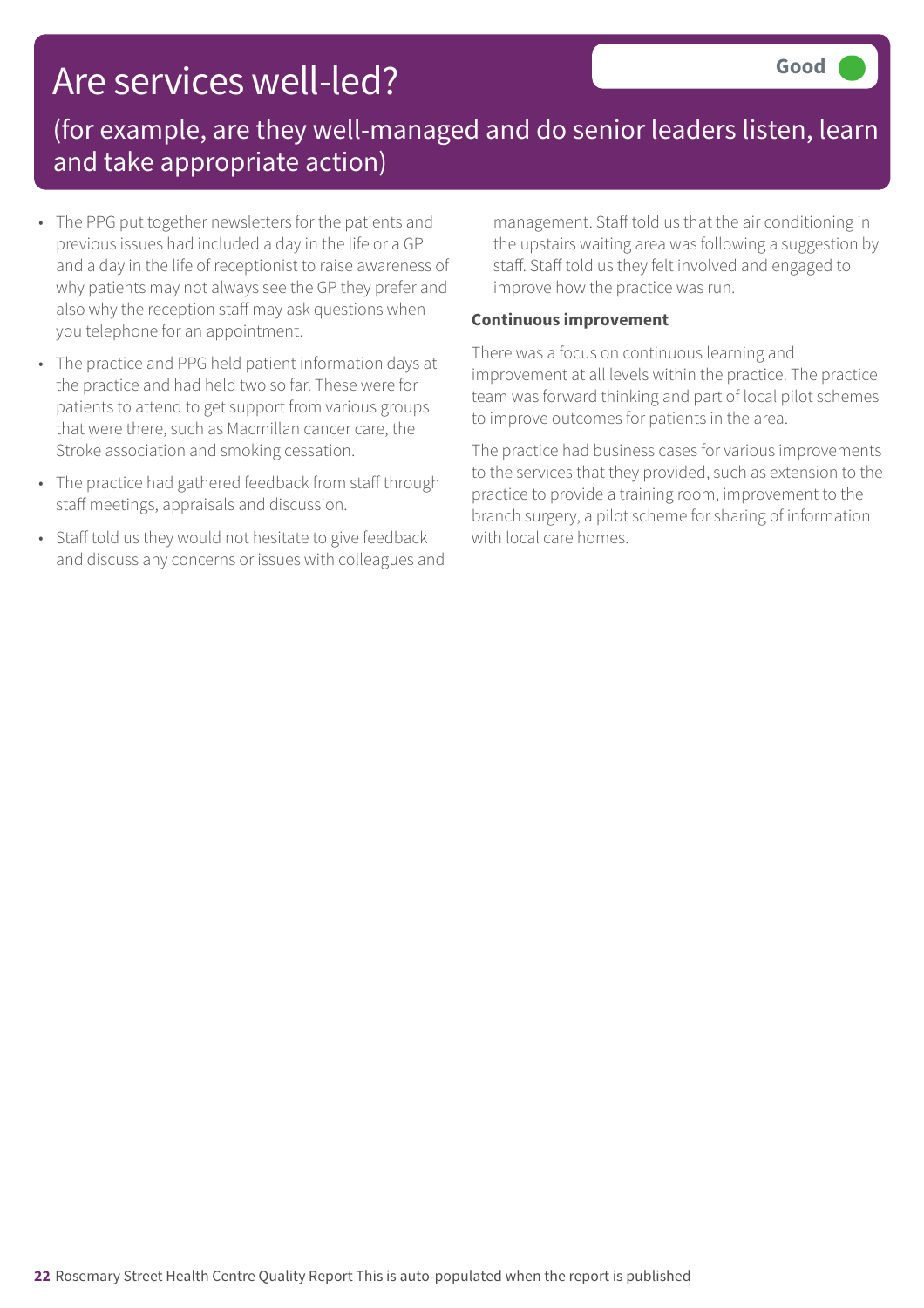# Are services well-led?

Good

(for example, are they well-managed and do senior leaders listen, learn and take appropriate action)

- The PPG put together newsletters for the patients and previous issues had included a day in the life or a GP and a day in the life of receptionist to raise awareness of why patients may not always see the GP they prefer and also why the reception staff may ask questions when you telephone for an appointment.
- The practice and PPG held patient information days at the practice and had held two so far. These were for patients to attend to get support from various groups that were there, such as Macmillan cancer care, the Stroke association and smoking cessation.
- The practice had gathered feedback from staff through staff meetings, appraisals and discussion.
- Staff told us they would not hesitate to give feedback and discuss any concerns or issues with colleagues and management. Staff told us that the air conditioning in the upstairs waiting area was following a suggestion by staff. Staff told us they felt involved and engaged to improve how the practice was run.

**Continuous improvement**

There was a focus on continuous learning and improvement at all levels within the practice. The practice team was forward thinking and part of local pilot schemes to improve outcomes for patients in the area.

The practice had business cases for various improvements to the services that they provided, such as extension to the practice to provide a training room, improvement to the branch surgery, a pilot scheme for sharing of information with local care homes.